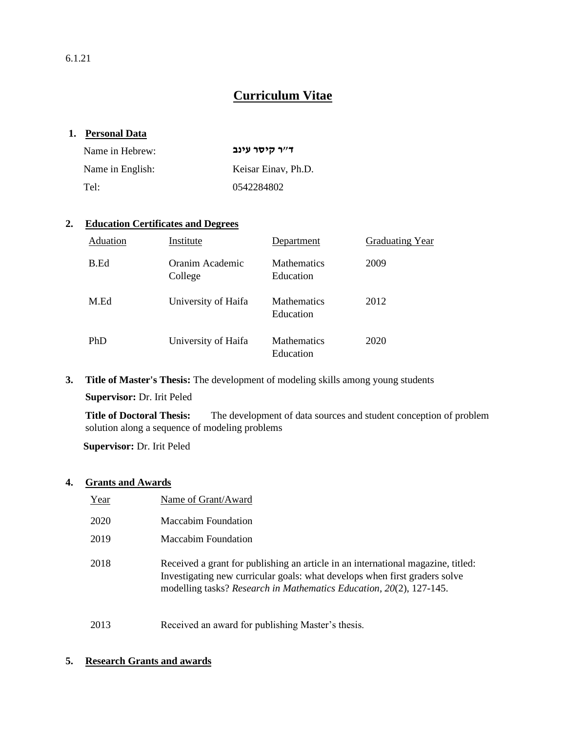6.1.21

# Curriculum Vitae

## 1. Personal Data

| | |
|---|---|
| Name in Hebrew: | **ד"ר קיסר עינב** |
| Name in English: | Keisar Einav, Ph.D. |
| Tel: | 0542284802 |

## 2. Education Certificates and Degrees

| Aduation | Institute | Department | Graduating Year |
|---|---|---|---|
| B.Ed | Oranim Academic College | Mathematics Education | 2009 |
| M.Ed | University of Haifa | Mathematics Education | 2012 |
| PhD | University of Haifa | Mathematics Education | 2020 |

## 3. **Title of Master's Thesis:** The development of modeling skills among young students

**Supervisor:** Dr. Irit Peled

**Title of Doctoral Thesis:** The development of data sources and student conception of problem solution along a sequence of modeling problems

**Supervisor:** Dr. Irit Peled

## 4. Grants and Awards

| Year | Name of Grant/Award |
|---|---|
| 2020 | Maccabim Foundation |
| 2019 | Maccabim Foundation |
| 2018 | Received a grant for publishing an article in an international magazine, titled: Investigating new curricular goals: what develops when first graders solve modelling tasks? *Research in Mathematics Education*, *20*(2), 127-145. |
| 2013 | Received an award for publishing Master's thesis. |

## 5. Research Grants and awards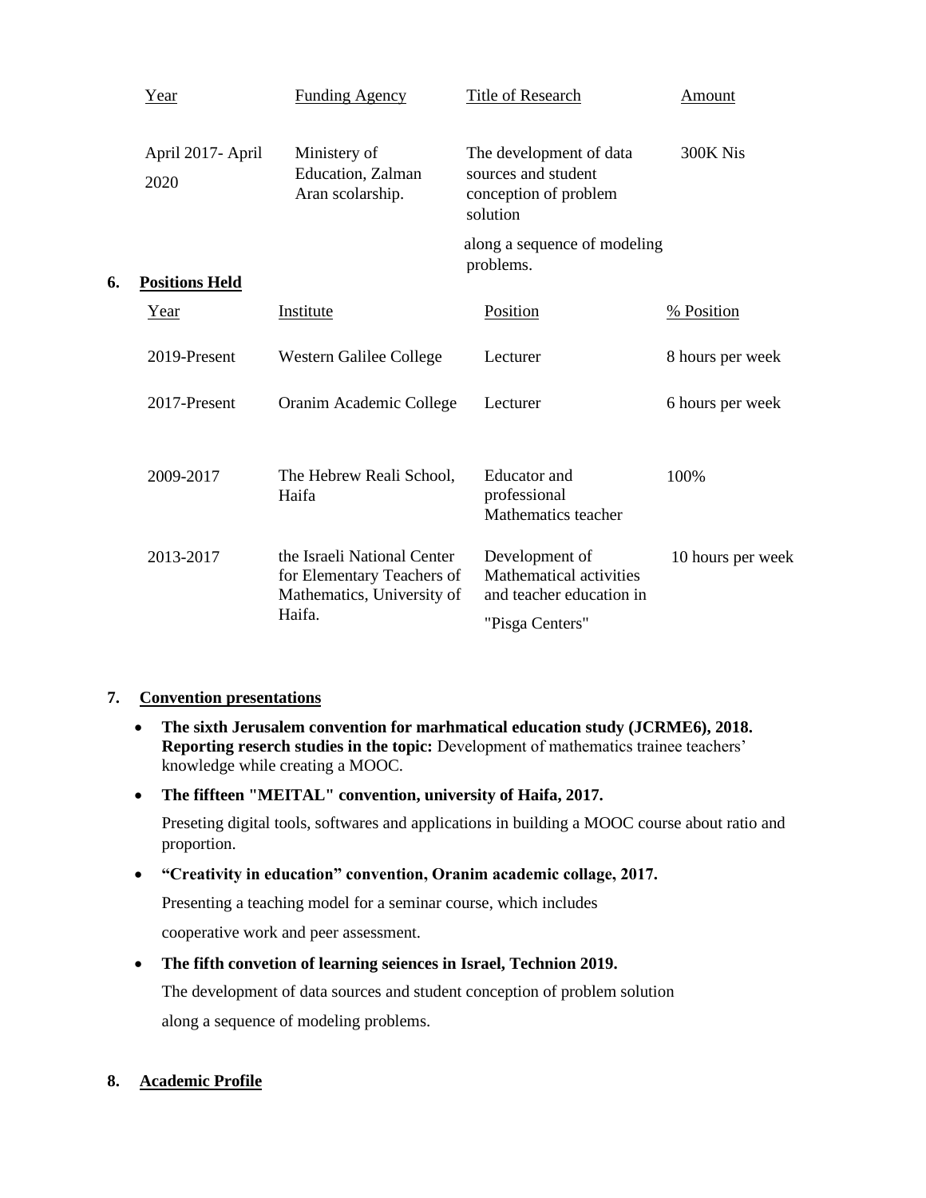| Year | Funding Agency | Title of Research | Amount |
|---|---|---|---|
| April 2017- April 2020 | Ministery of Education, Zalman Aran scolarship. | The development of data sources and student conception of problem solution along a sequence of modeling problems. | 300K Nis |

## 6. Positions Held

| Year | Institute | Position | % Position |
|---|---|---|---|
| 2019-Present | Western Galilee College | Lecturer | 8 hours per week |
| 2017-Present | Oranim Academic College | Lecturer | 6 hours per week |
| 2009-2017 | The Hebrew Reali School, Haifa | Educator and professional Mathematics teacher | 100% |
| 2013-2017 | the Israeli National Center for Elementary Teachers of Mathematics, University of Haifa. | Development of Mathematical activities and teacher education in "Pisga Centers" | 10 hours per week |

## 7. Convention presentations

- **The sixth Jerusalem convention for marhmatical education study (JCRME6), 2018. Reporting reserch studies in the topic:** Development of mathematics trainee teachers' knowledge while creating a MOOC.
- **The fiffteen "MEITAL" convention, university of Haifa, 2017.**

  Preseting digital tools, softwares and applications in building a MOOC course about ratio and proportion.
- **"Creativity in education" convention, Oranim academic collage, 2017.**

  Presenting a teaching model for a seminar course, which includes cooperative work and peer assessment.
- **The fifth convetion of learning seiences in Israel, Technion 2019.**

  The development of data sources and student conception of problem solution along a sequence of modeling problems.

## 8. Academic Profile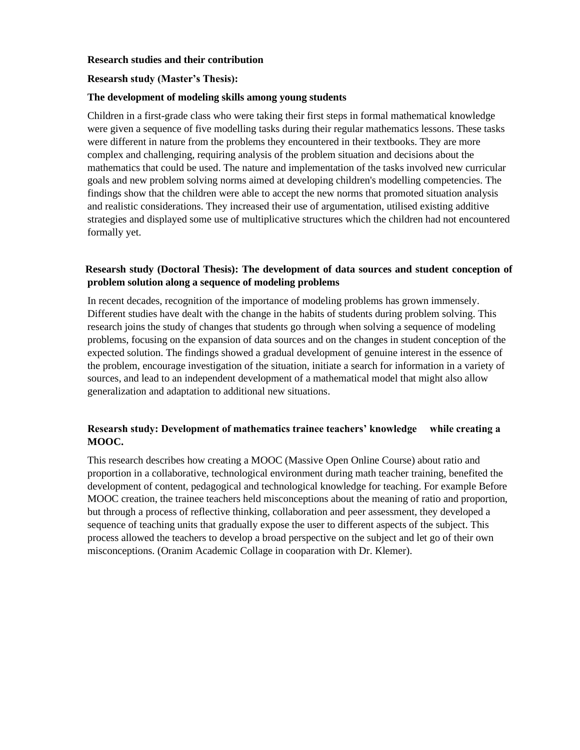**Research studies and their contribution**

**Researsh study (Master's Thesis):**

**The development of modeling skills among young students**

Children in a first-grade class who were taking their first steps in formal mathematical knowledge were given a sequence of five modelling tasks during their regular mathematics lessons. These tasks were different in nature from the problems they encountered in their textbooks. They are more complex and challenging, requiring analysis of the problem situation and decisions about the mathematics that could be used. The nature and implementation of the tasks involved new curricular goals and new problem solving norms aimed at developing children's modelling competencies. The findings show that the children were able to accept the new norms that promoted situation analysis and realistic considerations. They increased their use of argumentation, utilised existing additive strategies and displayed some use of multiplicative structures which the children had not encountered formally yet.

**Researsh study (Doctoral Thesis): The development of data sources and student conception of problem solution along a sequence of modeling problems**

In recent decades, recognition of the importance of modeling problems has grown immensely. Different studies have dealt with the change in the habits of students during problem solving. This research joins the study of changes that students go through when solving a sequence of modeling problems, focusing on the expansion of data sources and on the changes in student conception of the expected solution. The findings showed a gradual development of genuine interest in the essence of the problem, encourage investigation of the situation, initiate a search for information in a variety of sources, and lead to an independent development of a mathematical model that might also allow generalization and adaptation to additional new situations.

**Researsh study: Development of mathematics trainee teachers' knowledge while creating a MOOC.**

This research describes how creating a MOOC (Massive Open Online Course) about ratio and proportion in a collaborative, technological environment during math teacher training, benefited the development of content, pedagogical and technological knowledge for teaching. For example Before MOOC creation, the trainee teachers held misconceptions about the meaning of ratio and proportion, but through a process of reflective thinking, collaboration and peer assessment, they developed a sequence of teaching units that gradually expose the user to different aspects of the subject. This process allowed the teachers to develop a broad perspective on the subject and let go of their own misconceptions. (Oranim Academic Collage in cooparation with Dr. Klemer).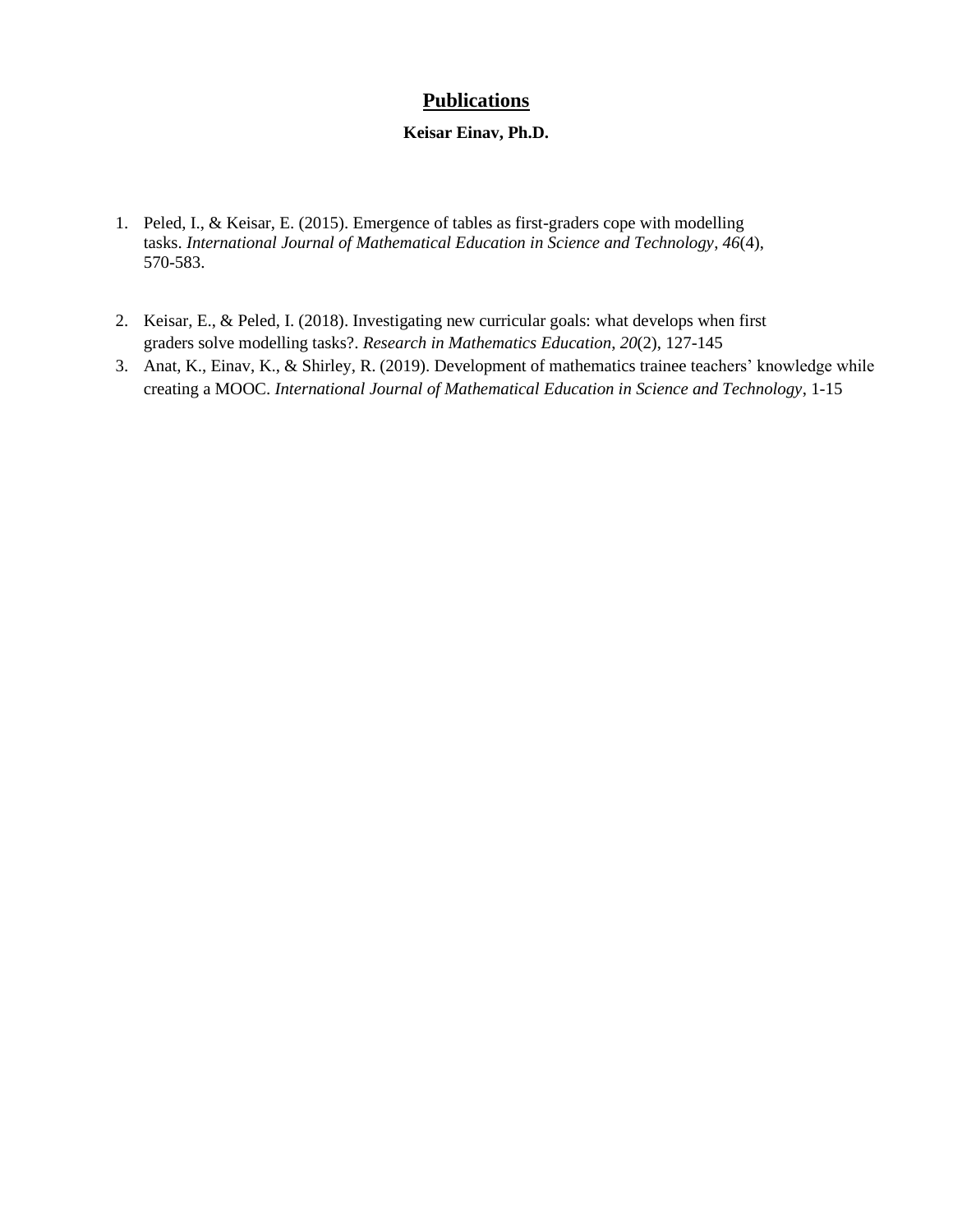# Publications

**Keisar Einav, Ph.D.**

1. Peled, I., & Keisar, E. (2015). Emergence of tables as first-graders cope with modelling tasks. *International Journal of Mathematical Education in Science and Technology*, *46*(4), 570-583.

2. Keisar, E., & Peled, I. (2018). Investigating new curricular goals: what develops when first graders solve modelling tasks?. *Research in Mathematics Education*, *20*(2), 127-145
3. Anat, K., Einav, K., & Shirley, R. (2019). Development of mathematics trainee teachers' knowledge while creating a MOOC. *International Journal of Mathematical Education in Science and Technology*, 1-15